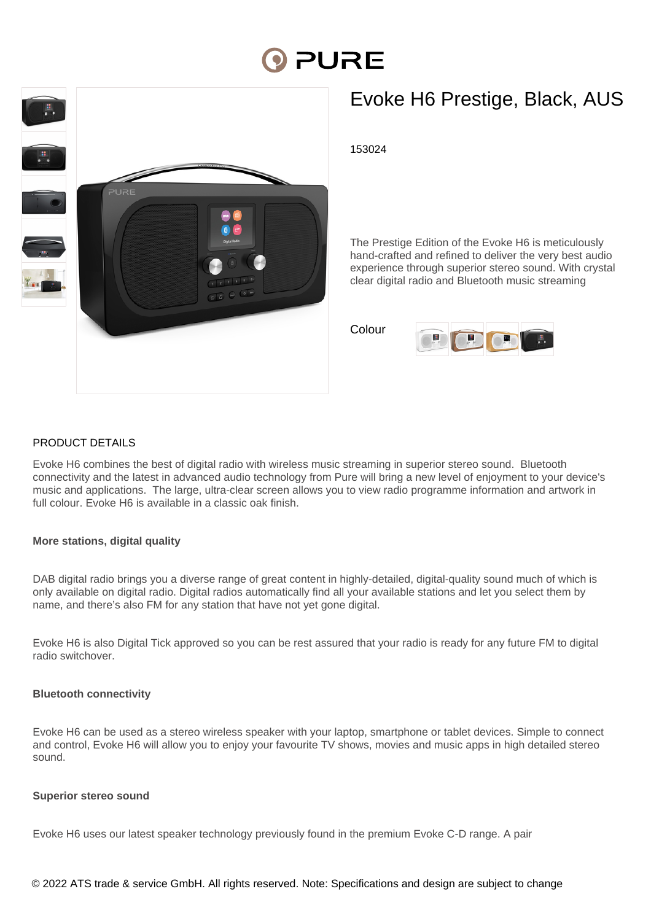# Evoke H6 Prestige, Black, AUS

153024

The Prestige Edition of the Evoke H6 is meticulously hand-crafted and refined to deliver the very best audio experience through superior stereo sound. With crystal clear digital radio and Bluetooth music streaming

Colour

## PRODUCT DETAILS

Evoke H6 combines the best of digital radio with wireless music streaming in superior stereo sound. Bluetooth connectivity and the latest in advanced audio technology from Pure will bring a new level of enjoyment to your device's music and applications. The large, ultra-clear screen allows you to view radio programme information and artwork in full colour. Evoke H6 is available in a classic oak finish.

**More stations, digital quality**

DAB digital radio brings you a diverse range of great content in highly-detailed, digital-quality sound much of which is only available on digital radio. Digital radios automatically find all your available stations and let you select them by name, and there's also FM for any station that have not yet gone digital.

Evoke H6 is also Digital Tick approved so you can be rest assured that your radio is ready for any future FM to digital radio switchover.

**Bluetooth connectivity**

Evoke H6 can be used as a stereo wireless speaker with your laptop, smartphone or tablet devices. Simple to connect and control, Evoke H6 will allow you to enjoy your favourite TV shows, movies and music apps in high detailed stereo sound.

**Superior stereo sound**

Evoke H6 uses our latest speaker technology previously found in the premium Evoke C-D range. A pair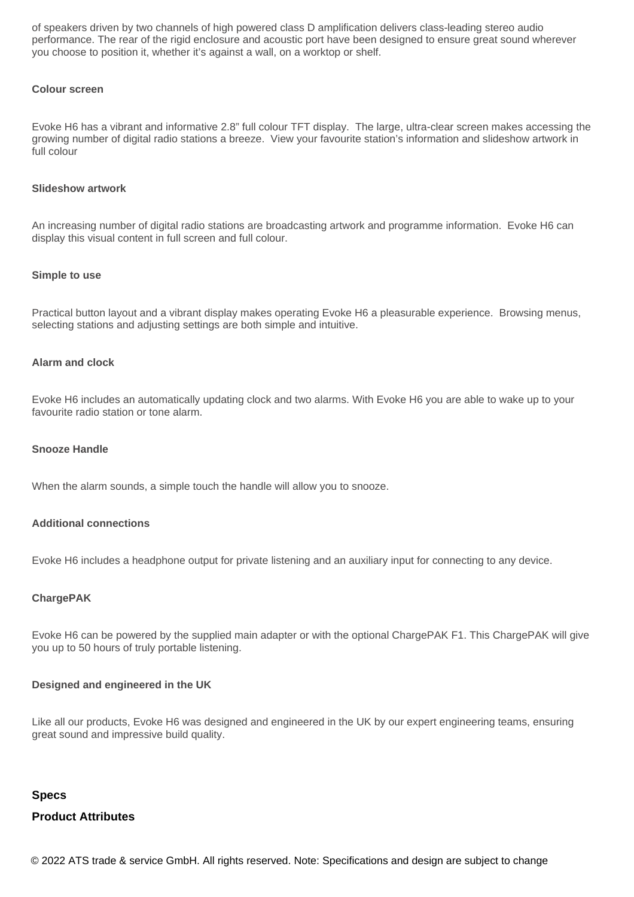of speakers driven by two channels of high powered class D amplification delivers class-leading stereo audio performance. The rear of the rigid enclosure and acoustic port have been designed to ensure great sound wherever you choose to position it, whether it's against a wall, on a worktop or shelf.

**Colour screen**

Evoke H6 has a vibrant and informative 2.8" full colour TFT display. The large, ultra-clear screen makes accessing the growing number of digital radio stations a breeze. View your favourite station's information and slideshow artwork in full colour

**Slideshow artwork**

An increasing number of digital radio stations are broadcasting artwork and programme information. Evoke H6 can display this visual content in full screen and full colour.

**Simple to use**

Practical button layout and a vibrant display makes operating Evoke H6 a pleasurable experience. Browsing menus, selecting stations and adjusting settings are both simple and intuitive.

**Alarm and clock**

Evoke H6 includes an automatically updating clock and two alarms. With Evoke H6 you are able to wake up to your favourite radio station or tone alarm.

**Snooze Handle**

When the alarm sounds, a simple touch the handle will allow you to snooze.

**Additional connections**

Evoke H6 includes a headphone output for private listening and an auxiliary input for connecting to any device.

**ChargePAK**

Evoke H6 can be powered by the supplied main adapter or with the optional ChargePAK F1. This ChargePAK will give you up to 50 hours of truly portable listening.

**Designed and engineered in the UK**

Like all our products, Evoke H6 was designed and engineered in the UK by our expert engineering teams, ensuring great sound and impressive build quality.

## Specs

### Product Attributes

© 2022 ATS trade & service GmbH. All rights reserved. Note: Specifications and design are subject to change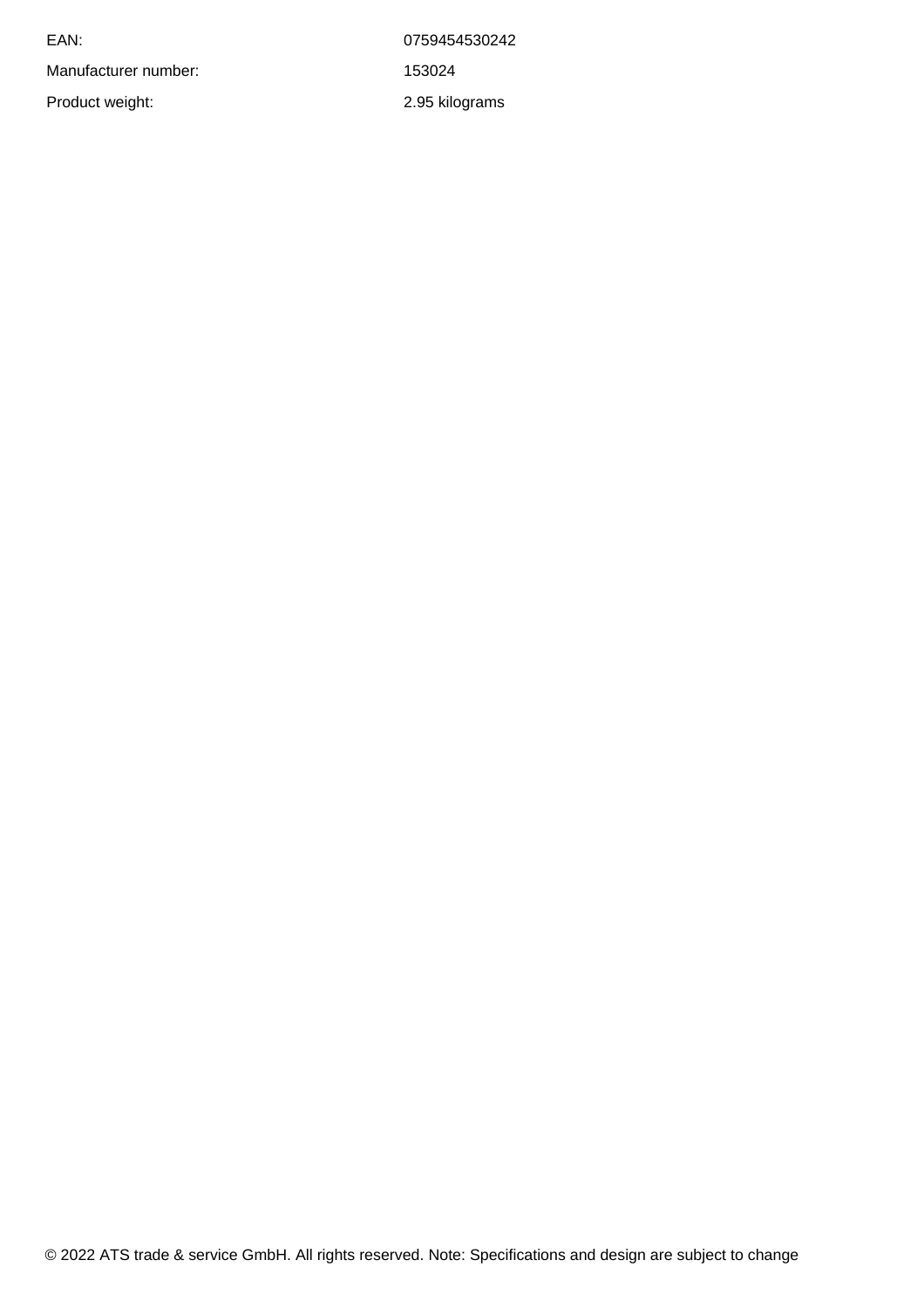| | |
|---|---|
| EAN: | 0759454530242 |
| Manufacturer number: | 153024 |
| Product weight: | 2.95 kilograms |

© 2022 ATS trade & service GmbH. All rights reserved. Note: Specifications and design are subject to change